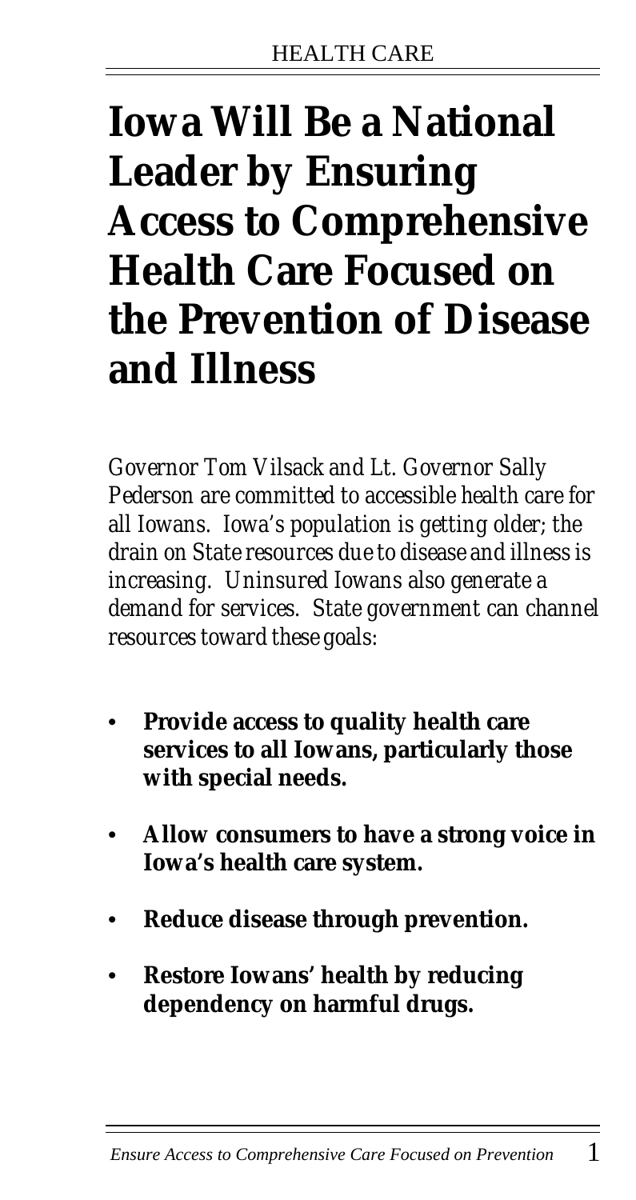# Iowa Will Be a National Leader by Ensuring Access to Comprehensive Health Care Focused on the Prevention of Disease and Illness

*Governor Tom Vilsack and Lt. Governor Sally Pederson are committed to accessible health care for all Iowans. Iowa's population is getting older; the drain on State resources due to disease and illness is increasing. Uninsured Iowans also generate a demand for services. State government can channel resources toward these goals:*

- **Provide access to quality health care services to all Iowans, particularly those with special needs.**
- **Allow consumers to have a strong voice in Iowa's health care system.**
- **Reduce disease through prevention.**
- **Restore Iowans' health by reducing dependency on harmful drugs.**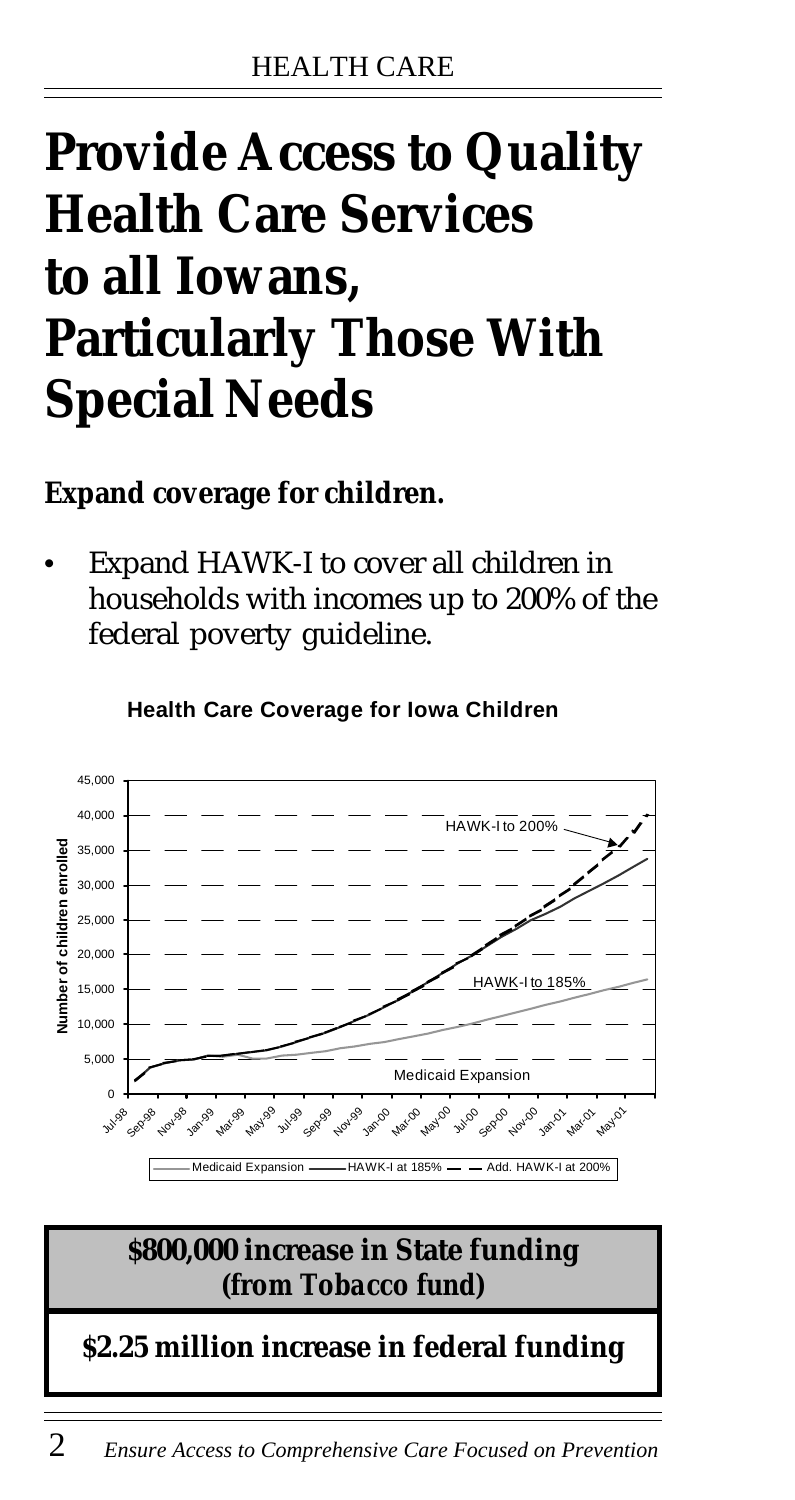# Provide Access to Quality Health Care Services to all Iowans, Particularly Those With Special Needs

**Expand coverage for children.**

- Expand HAWK-I to cover all children in households with incomes up to 200% of the federal poverty guideline.

**Health Care Coverage for Iowa Children**

**$800,000 increase in State funding (from Tobacco fund)**

**$2.25 million increase in federal funding**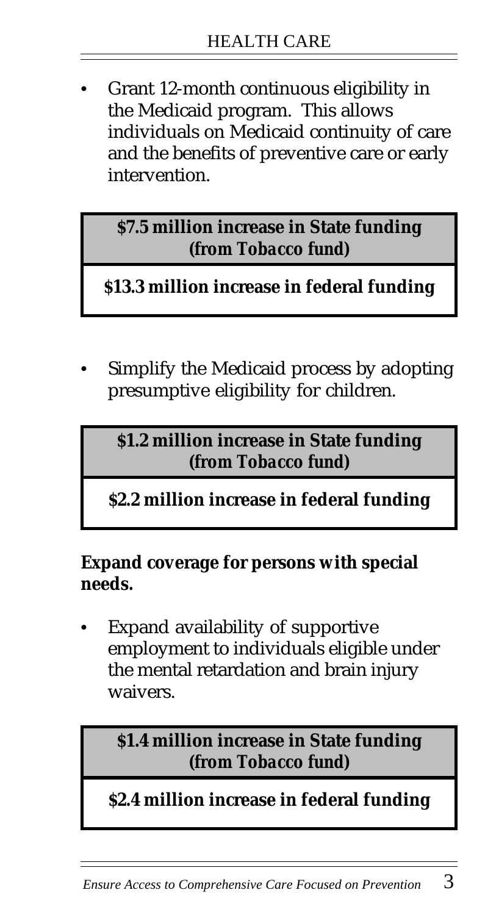- Grant 12-month continuous eligibility in the Medicaid program. This allows individuals on Medicaid continuity of care and the benefits of preventive care or early intervention.

**$7.5 million increase in State funding *(from Tobacco fund)***

**$13.3 million increase in federal funding**

- Simplify the Medicaid process by adopting presumptive eligibility for children.

**$1.2 million increase in State funding *(from Tobacco fund)***

**$2.2 million increase in federal funding**

**Expand coverage for persons with special needs.**

- Expand availability of supportive employment to individuals eligible under the mental retardation and brain injury waivers.

**$1.4 million increase in State funding *(from Tobacco fund)***

**$2.4 million increase in federal funding**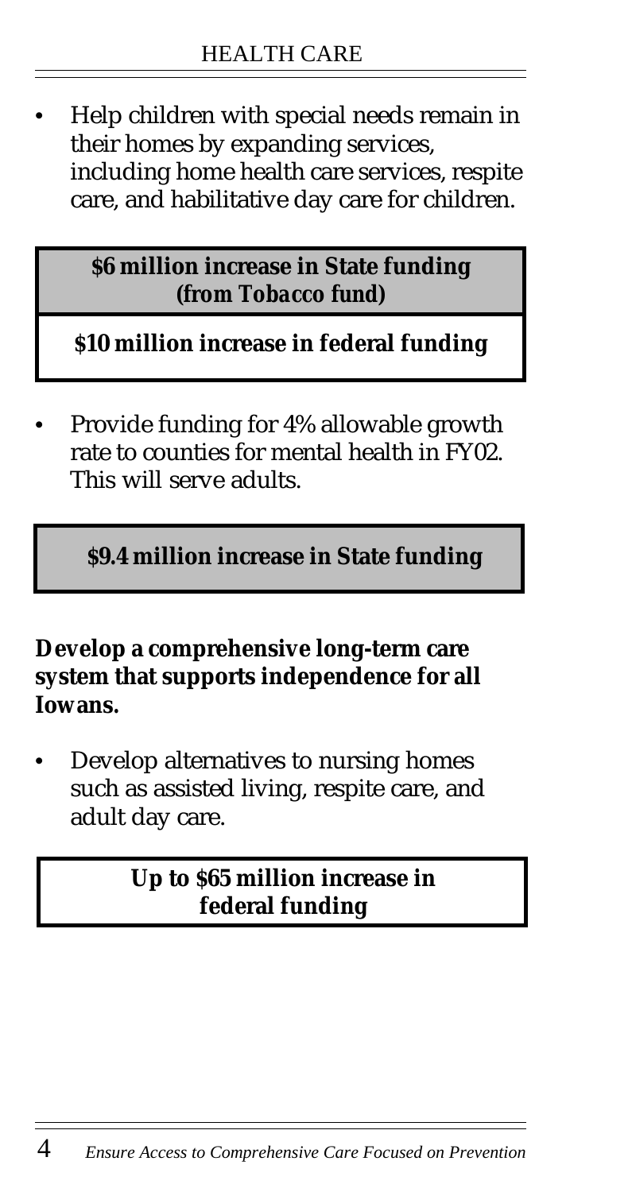- Help children with special needs remain in their homes by expanding services, including home health care services, respite care, and habilitative day care for children.

**$6 million increase in State funding *(from Tobacco fund)***

**$10 million increase in federal funding**

- Provide funding for 4% allowable growth rate to counties for mental health in FY02. This will serve adults.

**$9.4 million increase in State funding**

**Develop a comprehensive long-term care system that supports independence for all Iowans.**

- Develop alternatives to nursing homes such as assisted living, respite care, and adult day care.

**Up to $65 million increase in federal funding**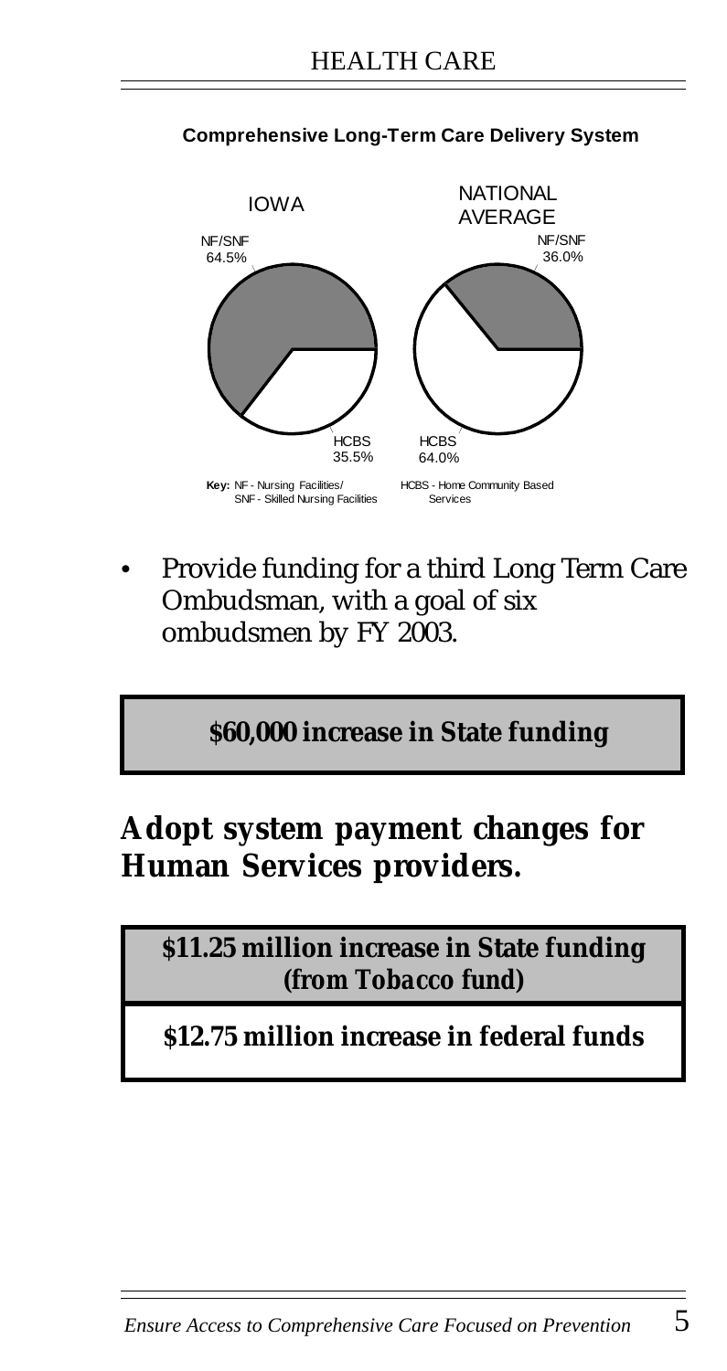**Comprehensive Long-Term Care Delivery System**

IOWA

NF/SNF 64.5%

HCBS 35.5%

NATIONAL AVERAGE

NF/SNF 36.0%

HCBS 64.0%

**Key:** NF - Nursing Facilities/ SNF - Skilled Nursing Facilities

HCBS - Home Community Based Services

- Provide funding for a third Long Term Care Ombudsman, with a goal of six ombudsmen by FY 2003.

**$60,000 increase in State funding**

## Adopt system payment changes for Human Services providers.

**$11.25 million increase in State funding (from *Tobacco* fund)**

**$12.75 million increase in federal funds**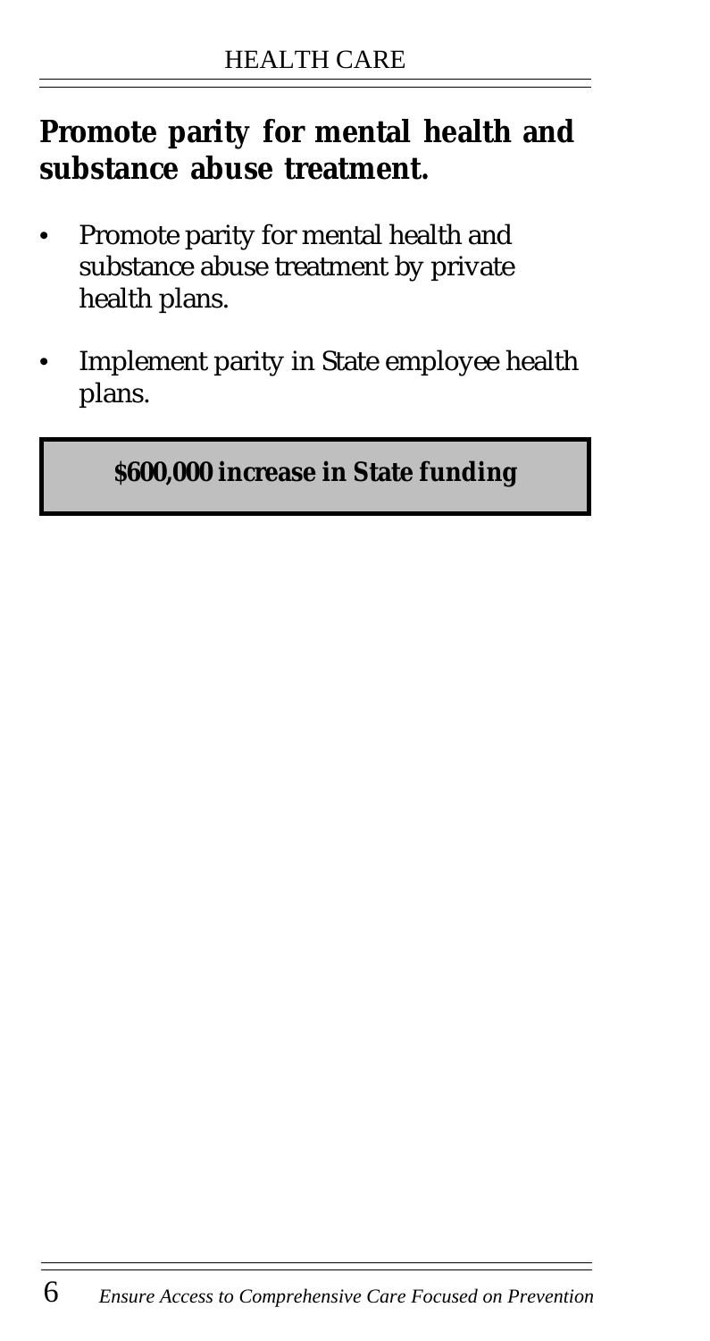## Promote parity for mental health and substance abuse treatment.

- Promote parity for mental health and substance abuse treatment by private health plans.
- Implement parity in State employee health plans.

**$600,000 increase in State funding**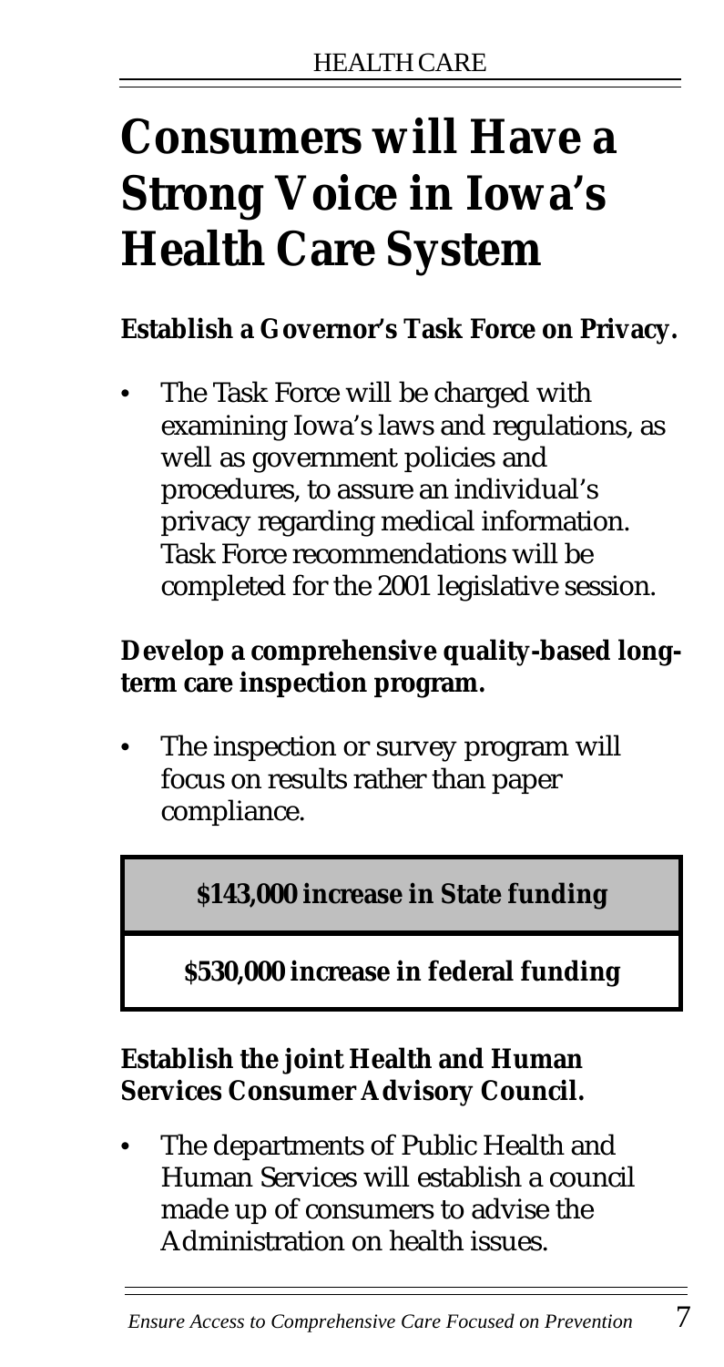# Consumers will Have a Strong Voice in Iowa's Health Care System

**Establish a Governor's Task Force on Privacy.**

- The Task Force will be charged with examining Iowa's laws and regulations, as well as government policies and procedures, to assure an individual's privacy regarding medical information. Task Force recommendations will be completed for the 2001 legislative session.

**Develop a comprehensive quality-based long-term care inspection program.**

- The inspection or survey program will focus on results rather than paper compliance.

| **$143,000 increase in State funding** |
|---|
| **$530,000 increase in federal funding** |

**Establish the joint Health and Human Services Consumer Advisory Council.**

- The departments of Public Health and Human Services will establish a council made up of consumers to advise the Administration on health issues.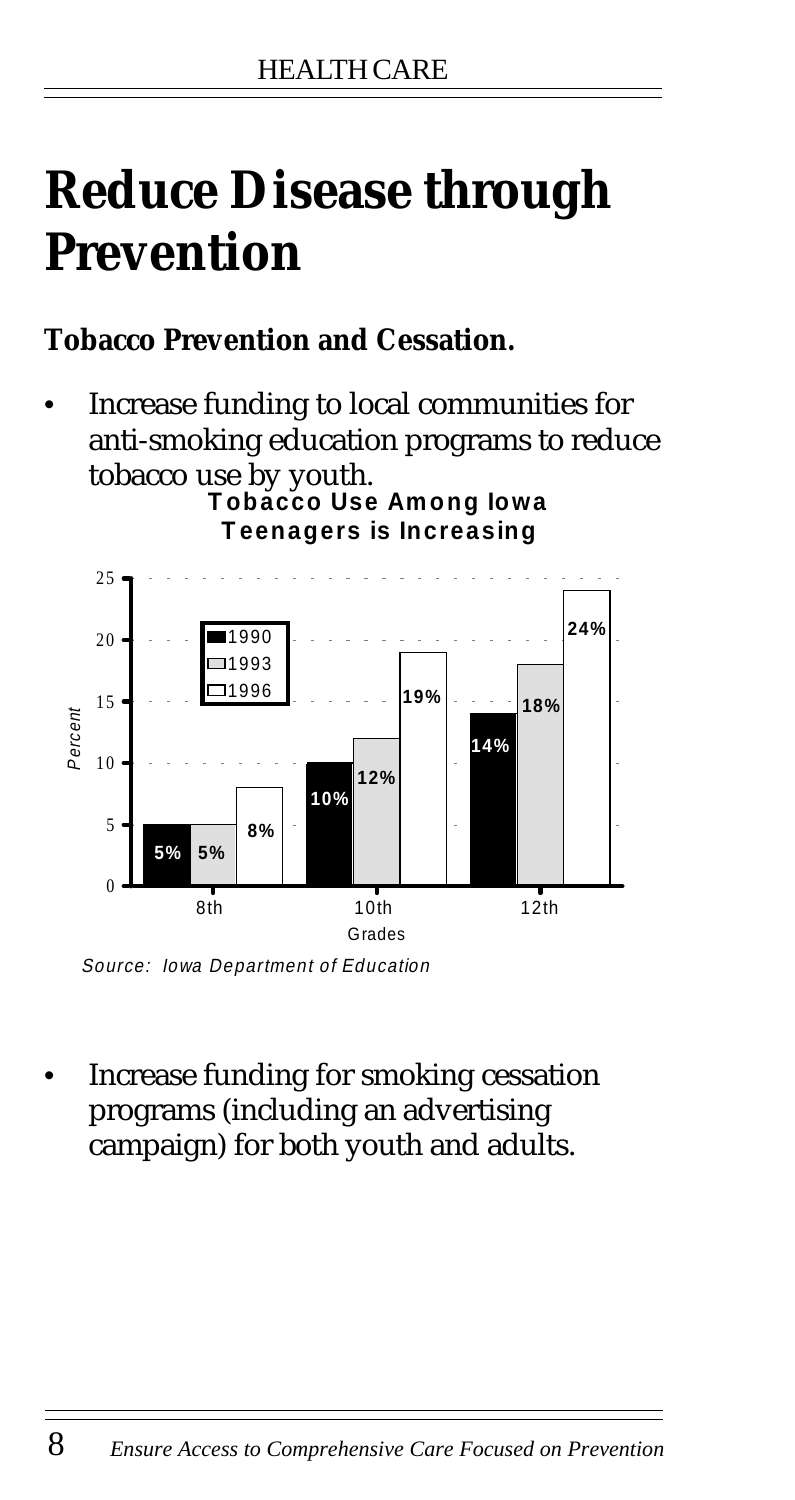# Reduce Disease through Prevention

**Tobacco Prevention and Cessation.**

- Increase funding to local communities for anti-smoking education programs to reduce tobacco use by youth.

**Tobacco Use Among Iowa Teenagers is Increasing**

| Grades | 1990 | 1993 | 1996 |
|---|---|---|---|
| 8th | 5% | 5% | 8% |
| 10th | 10% | 12% | 19% |
| 12th | 14% | 18% | 24% |

*Source: Iowa Department of Education*

- Increase funding for smoking cessation programs (including an advertising campaign) for both youth and adults.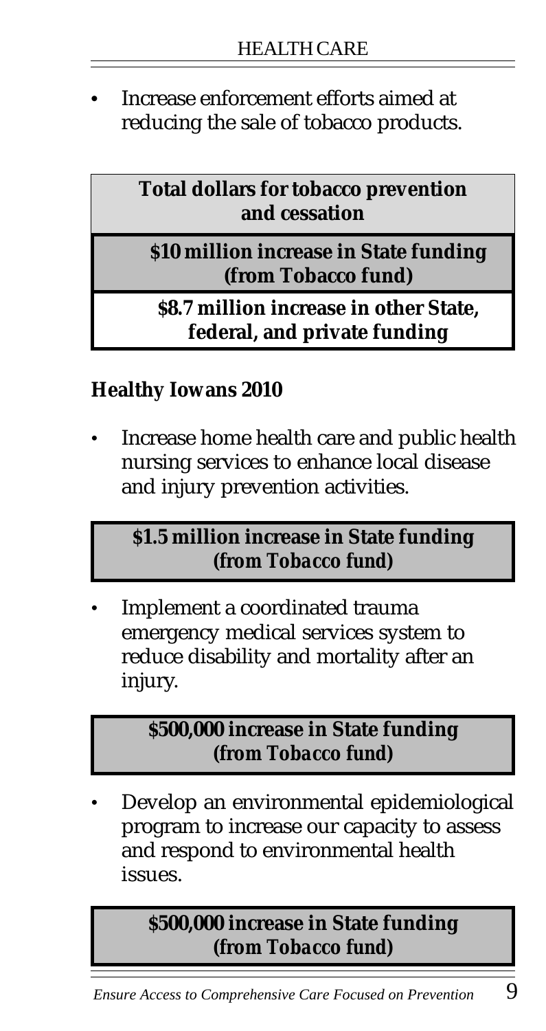- Increase enforcement efforts aimed at reducing the sale of tobacco products.

| **Total dollars for tobacco prevention and cessation** |
|---|
| **$10 million increase in State funding (from Tobacco fund)** |
| **$8.7 million increase in other State, federal, and private funding** |

### Healthy Iowans 2010

- Increase home health care and public health nursing services to enhance local disease and injury prevention activities.

**$1.5 million increase in State funding *(from Tobacco fund)***

- Implement a coordinated trauma emergency medical services system to reduce disability and mortality after an injury.

**$500,000 increase in State funding *(from Tobacco fund)***

- Develop an environmental epidemiological program to increase our capacity to assess and respond to environmental health issues.

**$500,000 increase in State funding *(from Tobacco fund)***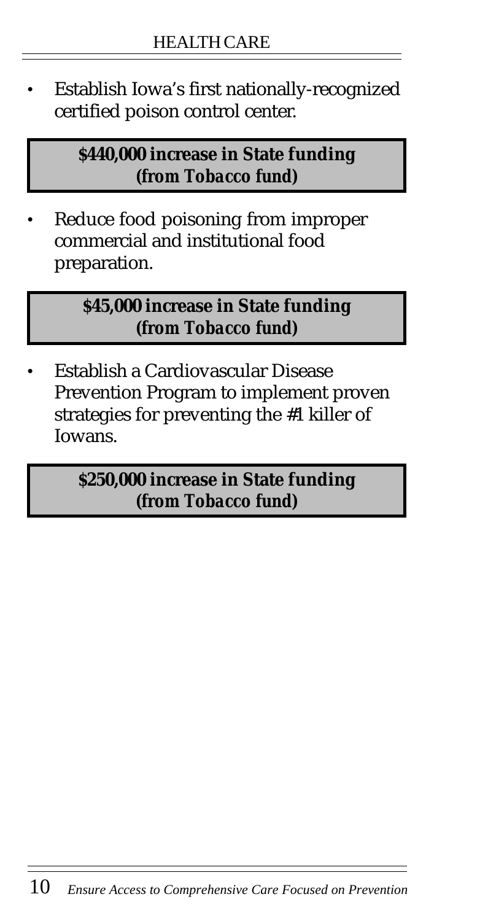- Establish Iowa's first nationally-recognized certified poison control center.

> **$440,000 increase in State funding (from *Tobacco* fund)**

- Reduce food poisoning from improper commercial and institutional food preparation.

> **$45,000 increase in State funding (from *Tobacco* fund)**

- Establish a Cardiovascular Disease Prevention Program to implement proven strategies for preventing the #1 killer of Iowans.

> **$250,000 increase in State funding (from *Tobacco* fund)**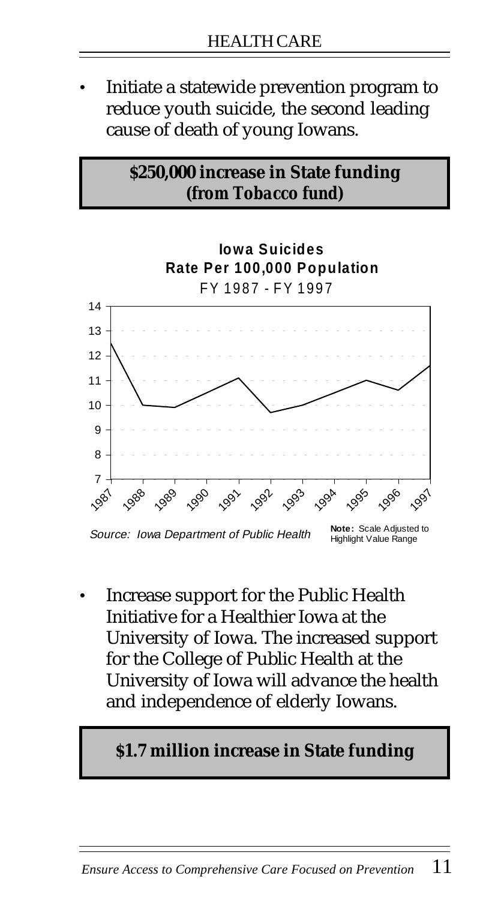- Initiate a statewide prevention program to reduce youth suicide, the second leading cause of death of young Iowans.

**$250,000 increase in State funding (from Tobacco fund)**

**Iowa Suicides**
**Rate Per 100,000 Population**
FY 1987 - FY 1997

*Source: Iowa Department of Public Health*

**Note:** Scale Adjusted to Highlight Value Range

- Increase support for the Public Health Initiative for a Healthier Iowa at the University of Iowa. The increased support for the College of Public Health at the University of Iowa will advance the health and independence of elderly Iowans.

**$1.7 million increase in State funding**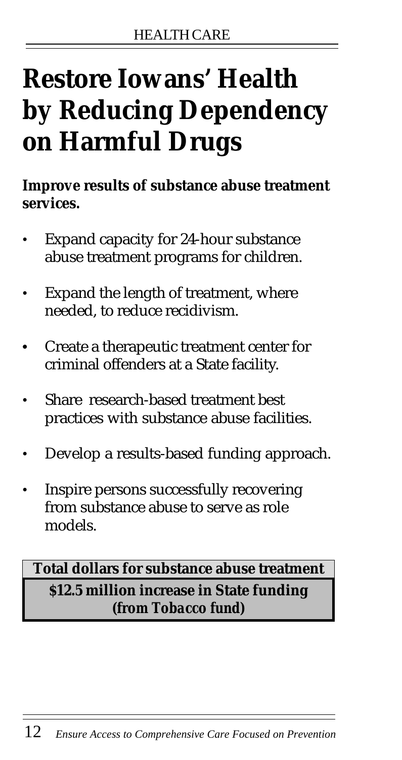# Restore Iowans' Health by Reducing Dependency on Harmful Drugs

**Improve results of substance abuse treatment services.**

- Expand capacity for 24-hour substance abuse treatment programs for children.
- Expand the length of treatment, where needed, to reduce recidivism.
- Create a therapeutic treatment center for criminal offenders at a State facility.
- Share research-based treatment best practices with substance abuse facilities.
- Develop a results-based funding approach.
- Inspire persons successfully recovering from substance abuse to serve as role models.

| **Total dollars for substance abuse treatment** |
|---|
| **$12.5 million increase in State funding** ***(from Tobacco fund)*** |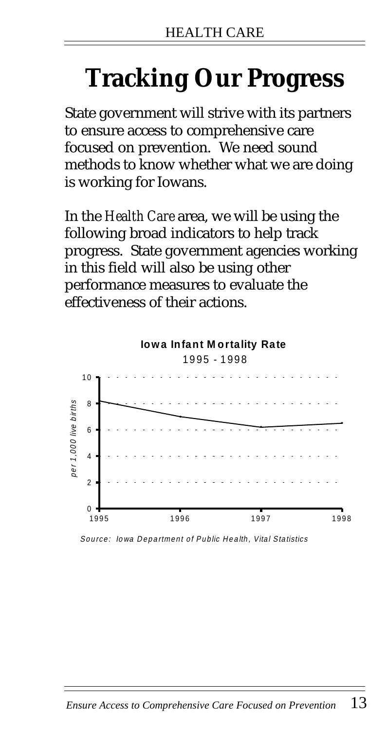# Tracking Our Progress

State government will strive with its partners to ensure access to comprehensive care focused on prevention. We need sound methods to know whether what we are doing is working for Iowans.

In the *Health Care* area, we will be using the following broad indicators to help track progress. State government agencies working in this field will also be using other performance measures to evaluate the effectiveness of their actions.

**Iowa Infant Mortality Rate**
1995 - 1998

*per 1,000 live births*

10
8
6
4
2
0

1995 1996 1997 1998

*Source: Iowa Department of Public Health, Vital Statistics*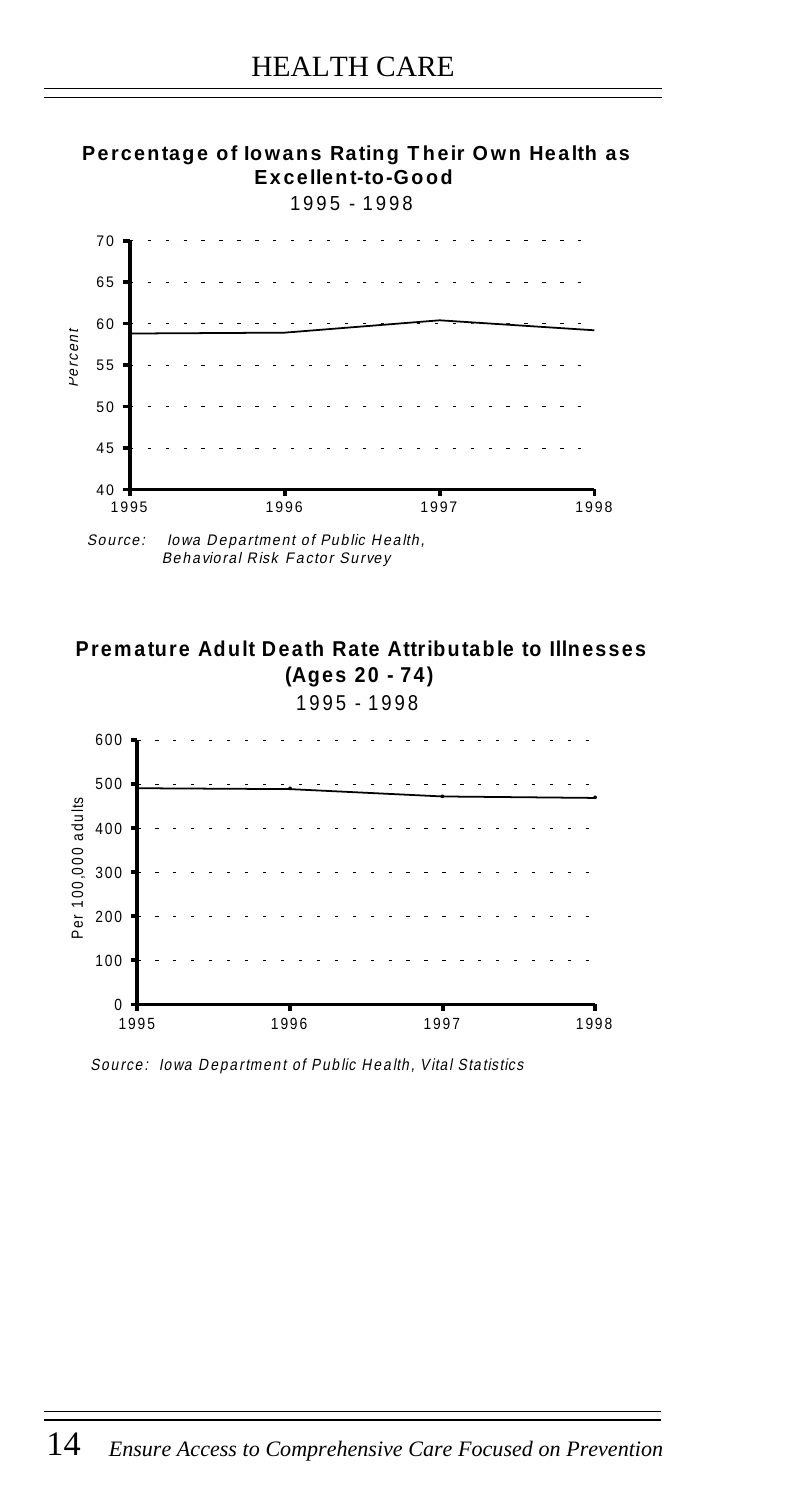## HEALTH CARE

**Percentage of Iowans Rating Their Own Health as Excellent-to-Good**

1995 - 1998

70
65
60
55
50
45
40

Percent

1995 1996 1997 1998

*Source: Iowa Department of Public Health, Behavioral Risk Factor Survey*

**Premature Adult Death Rate Attributable to Illnesses (Ages 20 - 74)**

1995 - 1998

600
500
400
300
200
100
0

Per 100,000 adults

1995 1996 1997 1998

*Source: Iowa Department of Public Health, Vital Statistics*

*Ensure Access to Comprehensive Care Focused on Prevention*